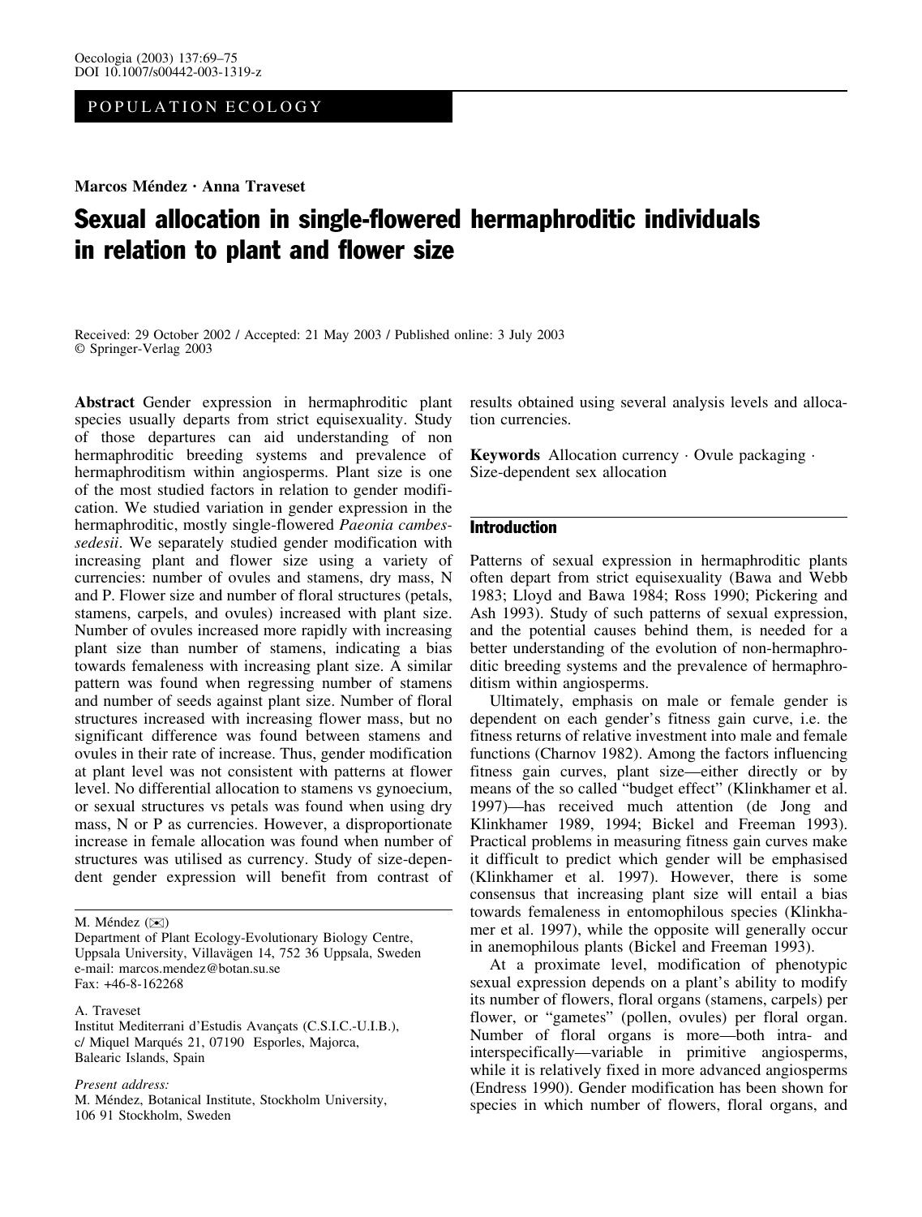POPULATION ECOLOGY

**Marcos Méndez · Anna Traveset**

# Sexual allocation in single-flowered hermaphroditic individuals in relation to plant and flower size

Received: 29 October 2002 / Accepted: 21 May 2003 / Published online: 3 July 2003
© Springer-Verlag 2003

**Abstract** Gender expression in hermaphroditic plant species usually departs from strict equisexuality. Study of those departures can aid understanding of non hermaphroditic breeding systems and prevalence of hermaphroditism within angiosperms. Plant size is one of the most studied factors in relation to gender modification. We studied variation in gender expression in the hermaphroditic, mostly single-flowered *Paeonia cambessedesii*. We separately studied gender modification with increasing plant and flower size using a variety of currencies: number of ovules and stamens, dry mass, N and P. Flower size and number of floral structures (petals, stamens, carpels, and ovules) increased with plant size. Number of ovules increased more rapidly with increasing plant size than number of stamens, indicating a bias towards femaleness with increasing plant size. A similar pattern was found when regressing number of stamens and number of seeds against plant size. Number of floral structures increased with increasing flower mass, but no significant difference was found between stamens and ovules in their rate of increase. Thus, gender modification at plant level was not consistent with patterns at flower level. No differential allocation to stamens vs gynoecium, or sexual structures vs petals was found when using dry mass, N or P as currencies. However, a disproportionate increase in female allocation was found when number of structures was utilised as currency. Study of size-dependent gender expression will benefit from contrast of results obtained using several analysis levels and allocation currencies.

**Keywords** Allocation currency · Ovule packaging · Size-dependent sex allocation

M. Méndez (✉)
Department of Plant Ecology-Evolutionary Biology Centre, Uppsala University, Villavägen 14, 752 36 Uppsala, Sweden
e-mail: marcos.mendez@botan.su.se
Fax: +46-8-162268

A. Traveset
Institut Mediterrani d'Estudis Avançats (C.S.I.C.-U.I.B.), c/ Miquel Marqués 21, 07190 Esporles, Majorca, Balearic Islands, Spain

*Present address:*
M. Méndez, Botanical Institute, Stockholm University, 106 91 Stockholm, Sweden

## Introduction

Patterns of sexual expression in hermaphroditic plants often depart from strict equisexuality (Bawa and Webb 1983; Lloyd and Bawa 1984; Ross 1990; Pickering and Ash 1993). Study of such patterns of sexual expression, and the potential causes behind them, is needed for a better understanding of the evolution of non-hermaphroditic breeding systems and the prevalence of hermaphroditism within angiosperms.

Ultimately, emphasis on male or female gender is dependent on each gender's fitness gain curve, i.e. the fitness returns of relative investment into male and female functions (Charnov 1982). Among the factors influencing fitness gain curves, plant size—either directly or by means of the so called "budget effect" (Klinkhamer et al. 1997)—has received much attention (de Jong and Klinkhamer 1989, 1994; Bickel and Freeman 1993). Practical problems in measuring fitness gain curves make it difficult to predict which gender will be emphasised (Klinkhamer et al. 1997). However, there is some consensus that increasing plant size will entail a bias towards femaleness in entomophilous species (Klinkhamer et al. 1997), while the opposite will generally occur in anemophilous plants (Bickel and Freeman 1993).

At a proximate level, modification of phenotypic sexual expression depends on a plant's ability to modify its number of flowers, floral organs (stamens, carpels) per flower, or "gametes" (pollen, ovules) per floral organ. Number of floral organs is more—both intra- and interspecifically—variable in primitive angiosperms, while it is relatively fixed in more advanced angiosperms (Endress 1990). Gender modification has been shown for species in which number of flowers, floral organs, and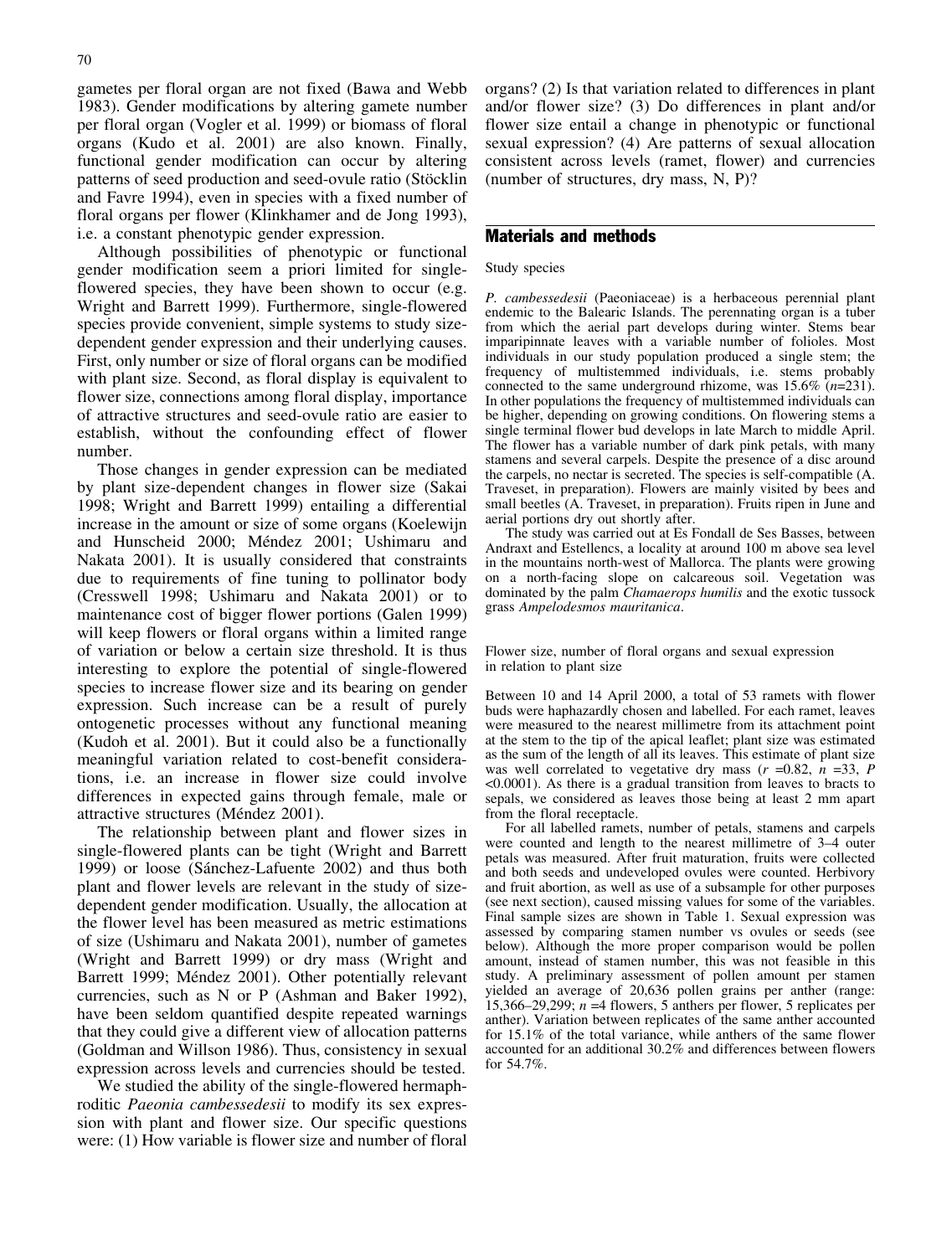gametes per floral organ are not fixed (Bawa and Webb 1983). Gender modifications by altering gamete number per floral organ (Vogler et al. 1999) or biomass of floral organs (Kudo et al. 2001) are also known. Finally, functional gender modification can occur by altering patterns of seed production and seed-ovule ratio (Stöcklin and Favre 1994), even in species with a fixed number of floral organs per flower (Klinkhamer and de Jong 1993), i.e. a constant phenotypic gender expression.

Although possibilities of phenotypic or functional gender modification seem a priori limited for single-flowered species, they have been shown to occur (e.g. Wright and Barrett 1999). Furthermore, single-flowered species provide convenient, simple systems to study size-dependent gender expression and their underlying causes. First, only number or size of floral organs can be modified with plant size. Second, as floral display is equivalent to flower size, connections among floral display, importance of attractive structures and seed-ovule ratio are easier to establish, without the confounding effect of flower number.

Those changes in gender expression can be mediated by plant size-dependent changes in flower size (Sakai 1998; Wright and Barrett 1999) entailing a differential increase in the amount or size of some organs (Koelewijn and Hunscheid 2000; Méndez 2001; Ushimaru and Nakata 2001). It is usually considered that constraints due to requirements of fine tuning to pollinator body (Cresswell 1998; Ushimaru and Nakata 2001) or to maintenance cost of bigger flower portions (Galen 1999) will keep flowers or floral organs within a limited range of variation or below a certain size threshold. It is thus interesting to explore the potential of single-flowered species to increase flower size and its bearing on gender expression. Such increase can be a result of purely ontogenetic processes without any functional meaning (Kudoh et al. 2001). But it could also be a functionally meaningful variation related to cost-benefit considerations, i.e. an increase in flower size could involve differences in expected gains through female, male or attractive structures (Méndez 2001).

The relationship between plant and flower sizes in single-flowered plants can be tight (Wright and Barrett 1999) or loose (Sánchez-Lafuente 2002) and thus both plant and flower levels are relevant in the study of size-dependent gender modification. Usually, the allocation at the flower level has been measured as metric estimations of size (Ushimaru and Nakata 2001), number of gametes (Wright and Barrett 1999) or dry mass (Wright and Barrett 1999; Méndez 2001). Other potentially relevant currencies, such as N or P (Ashman and Baker 1992), have been seldom quantified despite repeated warnings that they could give a different view of allocation patterns (Goldman and Willson 1986). Thus, consistency in sexual expression across levels and currencies should be tested.

We studied the ability of the single-flowered hermaphroditic *Paeonia cambessedesii* to modify its sex expression with plant and flower size. Our specific questions were: (1) How variable is flower size and number of floral organs? (2) Is that variation related to differences in plant and/or flower size? (3) Do differences in plant and/or flower size entail a change in phenotypic or functional sexual expression? (4) Are patterns of sexual allocation consistent across levels (ramet, flower) and currencies (number of structures, dry mass, N, P)?

## Materials and methods

### Study species

*P. cambessedesii* (Paeoniaceae) is a herbaceous perennial plant endemic to the Balearic Islands. The perennating organ is a tuber from which the aerial part develops during winter. Stems bear imparipinnate leaves with a variable number of folioles. Most individuals in our study population produced a single stem; the frequency of multistemmed individuals, i.e. stems probably connected to the same underground rhizome, was 15.6% ($n$=231). In other populations the frequency of multistemmed individuals can be higher, depending on growing conditions. On flowering stems a single terminal flower bud develops in late March to middle April. The flower has a variable number of dark pink petals, with many stamens and several carpels. Despite the presence of a disc around the carpels, no nectar is secreted. The species is self-compatible (A. Traveset, in preparation). Flowers are mainly visited by bees and small beetles (A. Traveset, in preparation). Fruits ripen in June and aerial portions dry out shortly after.

The study was carried out at Es Fondall de Ses Basses, between Andraxt and Estellencs, a locality at around 100 m above sea level in the mountains north-west of Mallorca. The plants were growing on a north-facing slope on calcareous soil. Vegetation was dominated by the palm *Chamaerops humilis* and the exotic tussock grass *Ampelodesmos mauritanica*.

### Flower size, number of floral organs and sexual expression in relation to plant size

Between 10 and 14 April 2000, a total of 53 ramets with flower buds were haphazardly chosen and labelled. For each ramet, leaves were measured to the nearest millimetre from its attachment point at the stem to the tip of the apical leaflet; plant size was estimated as the sum of the length of all its leaves. This estimate of plant size was well correlated to vegetative dry mass ($r$ =0.82, $n$ =33, $P$ <0.0001). As there is a gradual transition from leaves to bracts to sepals, we considered as leaves those being at least 2 mm apart from the floral receptacle.

For all labelled ramets, number of petals, stamens and carpels were counted and length to the nearest millimetre of 3–4 outer petals was measured. After fruit maturation, fruits were collected and both seeds and undeveloped ovules were counted. Herbivory and fruit abortion, as well as use of a subsample for other purposes (see next section), caused missing values for some of the variables. Final sample sizes are shown in Table 1. Sexual expression was assessed by comparing stamen number vs ovules or seeds (see below). Although the more proper comparison would be pollen amount, instead of stamen number, this was not feasible in this study. A preliminary assessment of pollen amount per stamen yielded an average of 20,636 pollen grains per anther (range: 15,366–29,299; $n$ =4 flowers, 5 anthers per flower, 5 replicates per anther). Variation between replicates of the same anther accounted for 15.1% of the total variance, while anthers of the same flower accounted for an additional 30.2% and differences between flowers for 54.7%.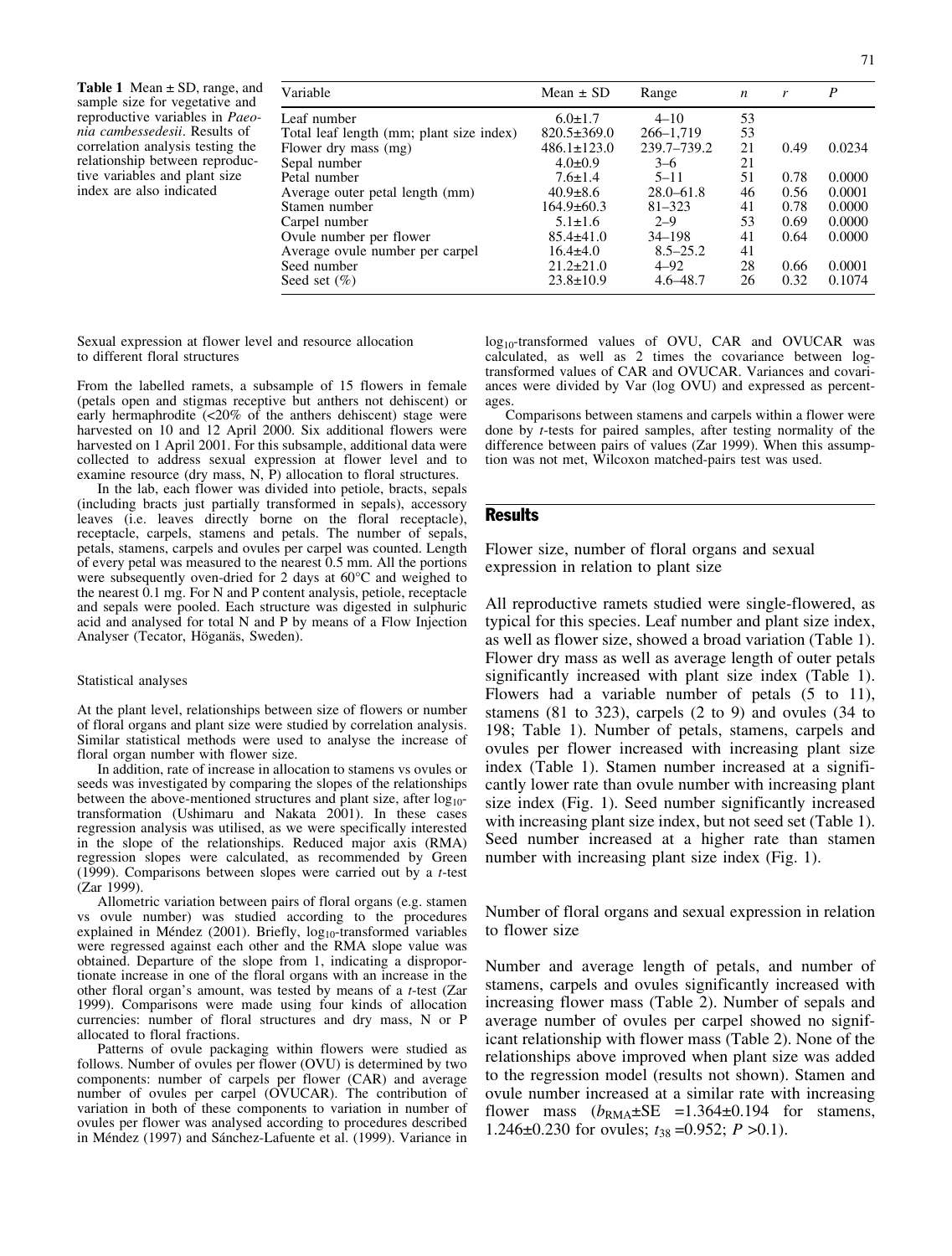**Table 1** Mean ± SD, range, and sample size for vegetative and reproductive variables in *Paeonia cambessedesii*. Results of correlation analysis testing the relationship between reproductive variables and plant size index are also indicated

| Variable | Mean ± SD | Range | *n* | *r* | *P* |
|---|---|---|---|---|---|
| Leaf number | 6.0±1.7 | 4–10 | 53 | | |
| Total leaf length (mm; plant size index) | 820.5±369.0 | 266–1,719 | 53 | | |
| Flower dry mass (mg) | 486.1±123.0 | 239.7–739.2 | 21 | 0.49 | 0.0234 |
| Sepal number | 4.0±0.9 | 3–6 | 21 | | |
| Petal number | 7.6±1.4 | 5–11 | 51 | 0.78 | 0.0000 |
| Average outer petal length (mm) | 40.9±8.6 | 28.0–61.8 | 46 | 0.56 | 0.0001 |
| Stamen number | 164.9±60.3 | 81–323 | 41 | 0.78 | 0.0000 |
| Carpel number | 5.1±1.6 | 2–9 | 53 | 0.69 | 0.0000 |
| Ovule number per flower | 85.4±41.0 | 34–198 | 41 | 0.64 | 0.0000 |
| Average ovule number per carpel | 16.4±4.0 | 8.5–25.2 | 41 | | |
| Seed number | 21.2±21.0 | 4–92 | 28 | 0.66 | 0.0001 |
| Seed set (%) | 23.8±10.9 | 4.6–48.7 | 26 | 0.32 | 0.1074 |

Sexual expression at flower level and resource allocation to different floral structures

From the labelled ramets, a subsample of 15 flowers in female (petals open and stigmas receptive but anthers not dehiscent) or early hermaphrodite (<20% of the anthers dehiscent) stage were harvested on 10 and 12 April 2000. Six additional flowers were harvested on 1 April 2001. For this subsample, additional data were collected to address sexual expression at flower level and to examine resource (dry mass, N, P) allocation to floral structures.

In the lab, each flower was divided into petiole, bracts, sepals (including bracts just partially transformed in sepals), accessory leaves (i.e. leaves directly borne on the floral receptacle), receptacle, carpels, stamens and petals. The number of sepals, petals, stamens, carpels and ovules per carpel was counted. Length of every petal was measured to the nearest 0.5 mm. All the portions were subsequently oven-dried for 2 days at 60°C and weighed to the nearest 0.1 mg. For N and P content analysis, petiole, receptacle and sepals were pooled. Each structure was digested in sulphuric acid and analysed for total N and P by means of a Flow Injection Analyser (Tecator, Höganäs, Sweden).

Statistical analyses

At the plant level, relationships between size of flowers or number of floral organs and plant size were studied by correlation analysis. Similar statistical methods were used to analyse the increase of floral organ number with flower size.

In addition, rate of increase in allocation to stamens vs ovules or seeds was investigated by comparing the slopes of the relationships between the above-mentioned structures and plant size, after $\log_{10}$-transformation (Ushimaru and Nakata 2001). In these cases regression analysis was utilised, as we were specifically interested in the slope of the relationships. Reduced major axis (RMA) regression slopes were calculated, as recommended by Green (1999). Comparisons between slopes were carried out by a *t*-test (Zar 1999).

Allometric variation between pairs of floral organs (e.g. stamen vs ovule number) was studied according to the procedures explained in Méndez (2001). Briefly, $\log_{10}$-transformed variables were regressed against each other and the RMA slope value was obtained. Departure of the slope from 1, indicating a disproportionate increase in one of the floral organs with an increase in the other floral organ's amount, was tested by means of a *t*-test (Zar 1999). Comparisons were made using four kinds of allocation currencies: number of floral structures and dry mass, N or P allocated to floral fractions.

Patterns of ovule packaging within flowers were studied as follows. Number of ovules per flower (OVU) is determined by two components: number of carpels per flower (CAR) and average number of ovules per carpel (OVUCAR). The contribution of variation in both of these components to variation in number of ovules per flower was analysed according to procedures described in Méndez (1997) and Sánchez-Lafuente et al. (1999). Variance in $\log_{10}$-transformed values of OVU, CAR and OVUCAR was calculated, as well as 2 times the covariance between log-transformed values of CAR and OVUCAR. Variances and covariances were divided by Var (log OVU) and expressed as percentages.

Comparisons between stamens and carpels within a flower were done by *t*-tests for paired samples, after testing normality of the difference between pairs of values (Zar 1999). When this assumption was not met, Wilcoxon matched-pairs test was used.

## Results

Flower size, number of floral organs and sexual expression in relation to plant size

All reproductive ramets studied were single-flowered, as typical for this species. Leaf number and plant size index, as well as flower size, showed a broad variation (Table 1). Flower dry mass as well as average length of outer petals significantly increased with plant size index (Table 1). Flowers had a variable number of petals (5 to 11), stamens (81 to 323), carpels (2 to 9) and ovules (34 to 198; Table 1). Number of petals, stamens, carpels and ovules per flower increased with increasing plant size index (Table 1). Stamen number increased at a significantly lower rate than ovule number with increasing plant size index (Fig. 1). Seed number significantly increased with increasing plant size index, but not seed set (Table 1). Seed number increased at a higher rate than stamen number with increasing plant size index (Fig. 1).

Number of floral organs and sexual expression in relation to flower size

Number and average length of petals, and number of stamens, carpels and ovules significantly increased with increasing flower mass (Table 2). Number of sepals and average number of ovules per carpel showed no significant relationship with flower mass (Table 2). None of the relationships above improved when plant size was added to the regression model (results not shown). Stamen and ovule number increased at a similar rate with increasing flower mass ($b_{RMA}$±SE =1.364±0.194 for stamens, 1.246±0.230 for ovules; $t_{38}$ =0.952; $P$ >0.1).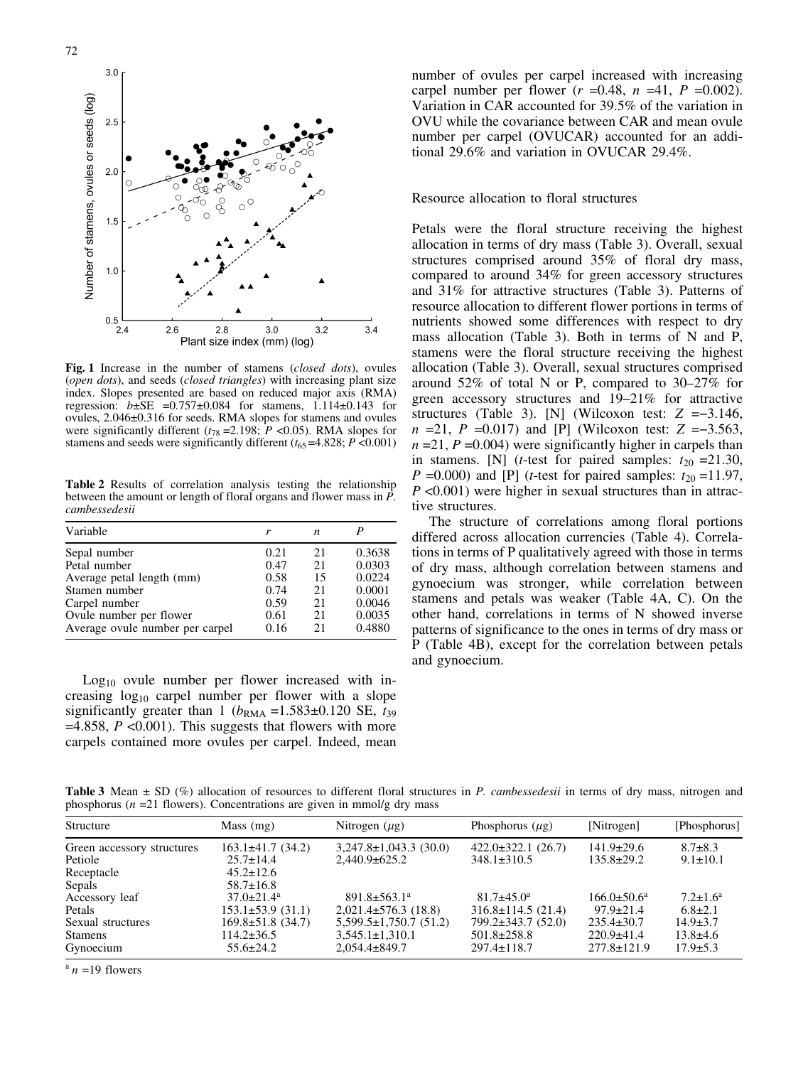3.0

2.5

2.0

1.5

1.0

0.5

2.4 2.6 2.8 3.0 3.2 3.4

Number of stamens, ovules or seeds (log)

Plant size index (mm) (log)

**Fig. 1** Increase in the number of stamens (*closed dots*), ovules (*open dots*), and seeds (*closed triangles*) with increasing plant size index. Slopes presented are based on reduced major axis (RMA) regression: $b$±SE =0.757±0.084 for stamens, 1.114±0.143 for ovules, 2.046±0.316 for seeds. RMA slopes for stamens and ovules were significantly different ($t_{78}$ =2.198; $P$ <0.05). RMA slopes for stamens and seeds were significantly different ($t_{65}$=4.828; $P$ <0.001)

**Table 2** Results of correlation analysis testing the relationship between the amount or length of floral organs and flower mass in *P. cambessedesii*

| Variable | $r$ | $n$ | $P$ |
|---|---|---|---|
| Sepal number | 0.21 | 21 | 0.3638 |
| Petal number | 0.47 | 21 | 0.0303 |
| Average petal length (mm) | 0.58 | 15 | 0.0224 |
| Stamen number | 0.74 | 21 | 0.0001 |
| Carpel number | 0.59 | 21 | 0.0046 |
| Ovule number per flower | 0.61 | 21 | 0.0035 |
| Average ovule number per carpel | 0.16 | 21 | 0.4880 |

$Log_{10}$ ovule number per flower increased with increasing $log_{10}$ carpel number per flower with a slope significantly greater than 1 ($b_{RMA}$ =1.583±0.120 SE, $t_{39}$ =4.858, $P$ <0.001). This suggests that flowers with more carpels contained more ovules per carpel. Indeed, mean number of ovules per carpel increased with increasing carpel number per flower ($r$ =0.48, $n$ =41, $P$ =0.002). Variation in CAR accounted for 39.5% of the variation in OVU while the covariance between CAR and mean ovule number per carpel (OVUCAR) accounted for an additional 29.6% and variation in OVUCAR 29.4%.

## Resource allocation to floral structures

Petals were the floral structure receiving the highest allocation in terms of dry mass (Table 3). Overall, sexual structures comprised around 35% of floral dry mass, compared to around 34% for green accessory structures and 31% for attractive structures (Table 3). Patterns of resource allocation to different flower portions in terms of nutrients showed some differences with respect to dry mass allocation (Table 3). Both in terms of N and P, stamens were the floral structure receiving the highest allocation (Table 3). Overall, sexual structures comprised around 52% of total N or P, compared to 30–27% for green accessory structures and 19–21% for attractive structures (Table 3). [N] (Wilcoxon test: $Z$ =–3.146, $n$ =21, $P$ =0.017) and [P] (Wilcoxon test: $Z$ =–3.563, $n$ =21, $P$ =0.004) were significantly higher in carpels than in stamens. [N] ($t$-test for paired samples: $t_{20}$ =21.30, $P$ =0.000) and [P] ($t$-test for paired samples: $t_{20}$ =11.97, $P$ <0.001) were higher in sexual structures than in attractive structures.

The structure of correlations among floral portions differed across allocation currencies (Table 4). Correlations in terms of P qualitatively agreed with those in terms of dry mass, although correlation between stamens and gynoecium was stronger, while correlation between stamens and petals was weaker (Table 4A, C). On the other hand, correlations in terms of N showed inverse patterns of significance to the ones in terms of dry mass or P (Table 4B), except for the correlation between petals and gynoecium.

**Table 3** Mean ± SD (%) allocation of resources to different floral structures in *P. cambessedesii* in terms of dry mass, nitrogen and phosphorus ($n$ =21 flowers). Concentrations are given in mmol/g dry mass

| Structure | Mass (mg) | Nitrogen ($\mu$g) | Phosphorus ($\mu$g) | [Nitrogen] | [Phosphorus] |
|---|---|---|---|---|---|
| Green accessory structures | 163.1±41.7 (34.2) | 3,247.8±1,043.3 (30.0) | 422.0±322.1 (26.7) | 141.9±29.6 | 8.7±8.3 |
| Petiole | 25.7±14.4 | 2,440.9±625.2 | 348.1±310.5 | 135.8±29.2 | 9.1±10.1 |
| Receptacle | 45.2±12.6 | | | | |
| Sepals | 58.7±16.8 | | | | |
| Accessory leaf | 37.0±21.4[a] | 891.8±563.1[a] | 81.7±45.0[a] | 166.0±50.6[a] | 7.2±1.6[a] |
| Petals | 153.1±53.9 (31.1) | 2,021.4±576.3 (18.8) | 316.8±114.5 (21.4) | 97.9±21.4 | 6.8±2.1 |
| Sexual structures | 169.8±51.8 (34.7) | 5,599.5±1,750.7 (51.2) | 799.2±343.7 (52.0) | 235.4±30.7 | 14.9±3.7 |
| Stamens | 114.2±36.5 | 3,545.1±1,310.1 | 501.8±258.8 | 220.9±41.4 | 13.8±4.6 |
| Gynoecium | 55.6±24.2 | 2,054.4±849.7 | 297.4±118.7 | 277.8±121.9 | 17.9±5.3 |

[a] $n$ =19 flowers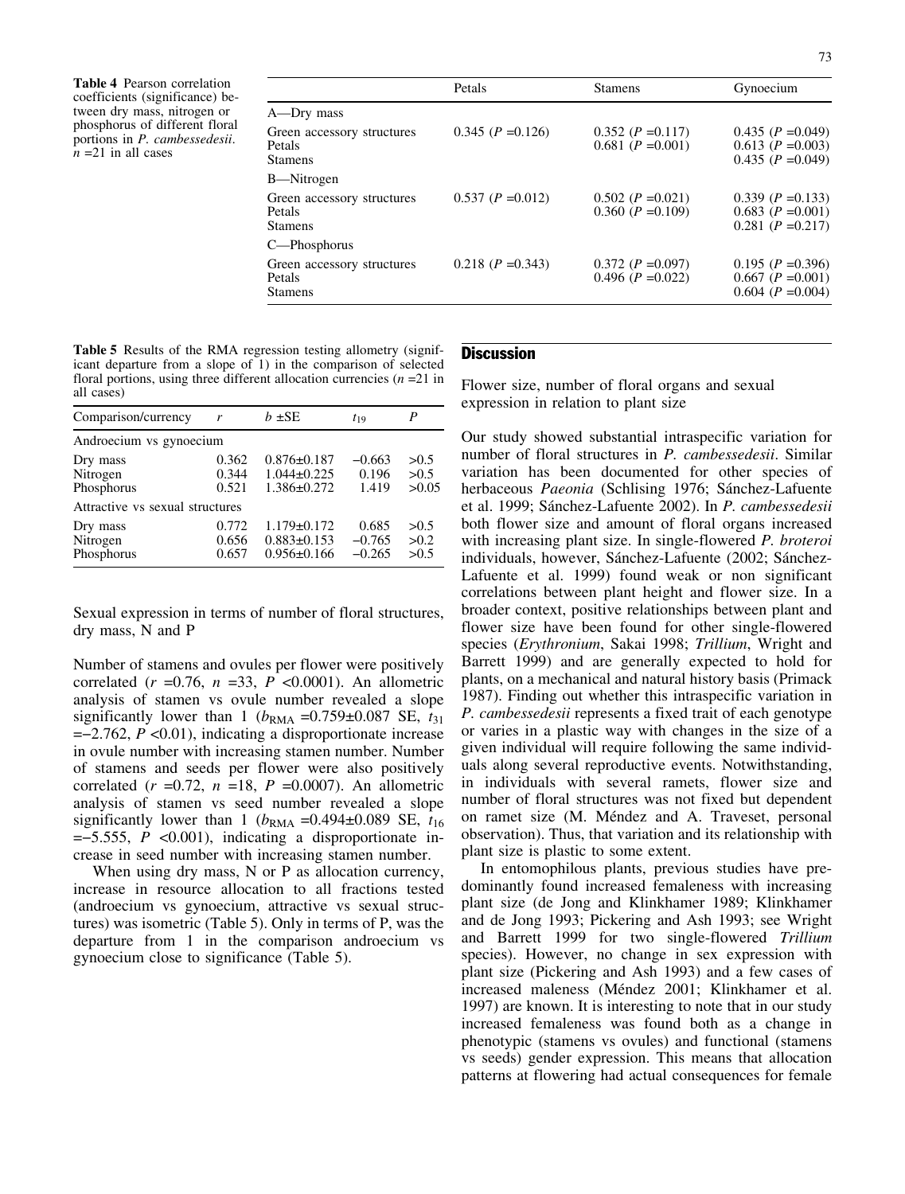**Table 4** Pearson correlation coefficients (significance) between dry mass, nitrogen or phosphorus of different floral portions in *P. cambessedesii*. $n$ =21 in all cases

| | Petals | Stamens | Gynoecium |
|---|---|---|---|
| A—Dry mass | | | |
| Green accessory structures | 0.345 ($P$ =0.126) | 0.352 ($P$ =0.117) | 0.435 ($P$ =0.049) |
| Petals | | 0.681 ($P$ =0.001) | 0.613 ($P$ =0.003) |
| Stamens | | | 0.435 ($P$ =0.049) |
| B—Nitrogen | | | |
| Green accessory structures | 0.537 ($P$ =0.012) | 0.502 ($P$ =0.021) | 0.339 ($P$ =0.133) |
| Petals | | 0.360 ($P$ =0.109) | 0.683 ($P$ =0.001) |
| Stamens | | | 0.281 ($P$ =0.217) |
| C—Phosphorus | | | |
| Green accessory structures | 0.218 ($P$ =0.343) | 0.372 ($P$ =0.097) | 0.195 ($P$ =0.396) |
| Petals | | 0.496 ($P$ =0.022) | 0.667 ($P$ =0.001) |
| Stamens | | | 0.604 ($P$ =0.004) |

**Table 5** Results of the RMA regression testing allometry (significant departure from a slope of 1) in the comparison of selected floral portions, using three different allocation currencies ($n$ =21 in all cases)

| Comparison/currency | $r$ | $b$ ±SE | $t_{19}$ | $P$ |
|---|---|---|---|---|
| Androecium vs gynoecium | | | | |
| Dry mass | 0.362 | 0.876±0.187 | −0.663 | >0.5 |
| Nitrogen | 0.344 | 1.044±0.225 | 0.196 | >0.5 |
| Phosphorus | 0.521 | 1.386±0.272 | 1.419 | >0.05 |
| Attractive vs sexual structures | | | | |
| Dry mass | 0.772 | 1.179±0.172 | 0.685 | >0.5 |
| Nitrogen | 0.656 | 0.883±0.153 | −0.765 | >0.2 |
| Phosphorus | 0.657 | 0.956±0.166 | −0.265 | >0.5 |

Sexual expression in terms of number of floral structures, dry mass, N and P

Number of stamens and ovules per flower were positively correlated ($r$ =0.76, $n$ =33, $P$ <0.0001). An allometric analysis of stamen vs ovule number revealed a slope significantly lower than 1 ($b_{RMA}$ =0.759±0.087 SE, $t_{31}$ =−2.762, $P$ <0.01), indicating a disproportionate increase in ovule number with increasing stamen number. Number of stamens and seeds per flower were also positively correlated ($r$ =0.72, $n$ =18, $P$ =0.0007). An allometric analysis of stamen vs seed number revealed a slope significantly lower than 1 ($b_{RMA}$ =0.494±0.089 SE, $t_{16}$ =−5.555, $P$ <0.001), indicating a disproportionate increase in seed number with increasing stamen number.

When using dry mass, N or P as allocation currency, increase in resource allocation to all fractions tested (androecium vs gynoecium, attractive vs sexual structures) was isometric (Table 5). Only in terms of P, was the departure from 1 in the comparison androecium vs gynoecium close to significance (Table 5).

## Discussion

Flower size, number of floral organs and sexual expression in relation to plant size

Our study showed substantial intraspecific variation for number of floral structures in *P. cambessedesii*. Similar variation has been documented for other species of herbaceous *Paeonia* (Schlising 1976; Sánchez-Lafuente et al. 1999; Sánchez-Lafuente 2002). In *P. cambessedesii* both flower size and amount of floral organs increased with increasing plant size. In single-flowered *P. broteroi* individuals, however, Sánchez-Lafuente (2002; Sánchez-Lafuente et al. 1999) found weak or non significant correlations between plant height and flower size. In a broader context, positive relationships between plant and flower size have been found for other single-flowered species (*Erythronium*, Sakai 1998; *Trillium*, Wright and Barrett 1999) and are generally expected to hold for plants, on a mechanical and natural history basis (Primack 1987). Finding out whether this intraspecific variation in *P. cambessedesii* represents a fixed trait of each genotype or varies in a plastic way with changes in the size of a given individual will require following the same individuals along several reproductive events. Notwithstanding, in individuals with several ramets, flower size and number of floral structures was not fixed but dependent on ramet size (M. Méndez and A. Traveset, personal observation). Thus, that variation and its relationship with plant size is plastic to some extent.

In entomophilous plants, previous studies have predominantly found increased femaleness with increasing plant size (de Jong and Klinkhamer 1989; Klinkhamer and de Jong 1993; Pickering and Ash 1993; see Wright and Barrett 1999 for two single-flowered *Trillium* species). However, no change in sex expression with plant size (Pickering and Ash 1993) and a few cases of increased maleness (Méndez 2001; Klinkhamer et al. 1997) are known. It is interesting to note that in our study increased femaleness was found both as a change in phenotypic (stamens vs ovules) and functional (stamens vs seeds) gender expression. This means that allocation patterns at flowering had actual consequences for female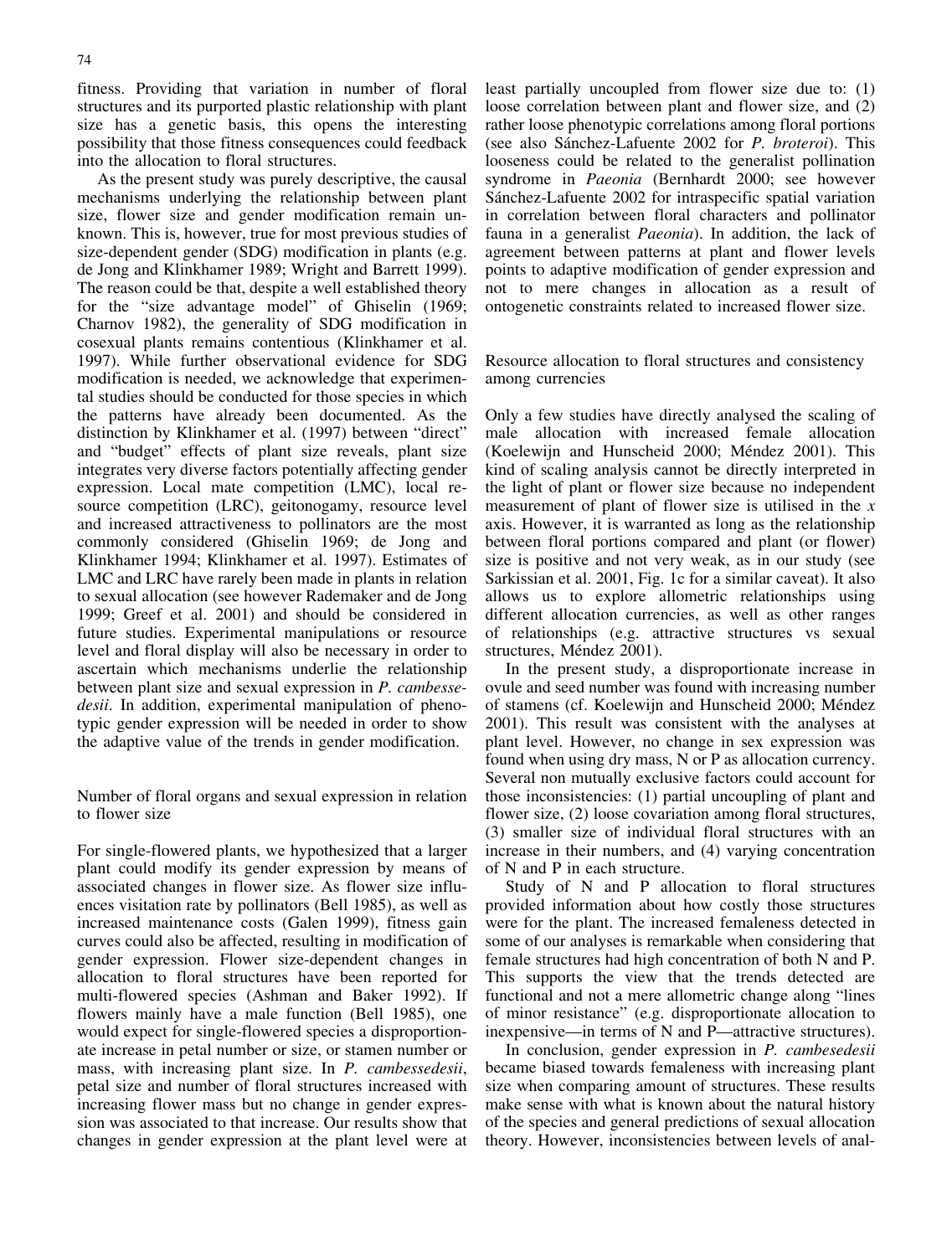fitness. Providing that variation in number of floral structures and its purported plastic relationship with plant size has a genetic basis, this opens the interesting possibility that those fitness consequences could feedback into the allocation to floral structures.

As the present study was purely descriptive, the causal mechanisms underlying the relationship between plant size, flower size and gender modification remain unknown. This is, however, true for most previous studies of size-dependent gender (SDG) modification in plants (e.g. de Jong and Klinkhamer 1989; Wright and Barrett 1999). The reason could be that, despite a well established theory for the "size advantage model" of Ghiselin (1969; Charnov 1982), the generality of SDG modification in cosexual plants remains contentious (Klinkhamer et al. 1997). While further observational evidence for SDG modification is needed, we acknowledge that experimental studies should be conducted for those species in which the patterns have already been documented. As the distinction by Klinkhamer et al. (1997) between "direct" and "budget" effects of plant size reveals, plant size integrates very diverse factors potentially affecting gender expression. Local mate competition (LMC), local resource competition (LRC), geitonogamy, resource level and increased attractiveness to pollinators are the most commonly considered (Ghiselin 1969; de Jong and Klinkhamer 1994; Klinkhamer et al. 1997). Estimates of LMC and LRC have rarely been made in plants in relation to sexual allocation (see however Rademaker and de Jong 1999; Greef et al. 2001) and should be considered in future studies. Experimental manipulations or resource level and floral display will also be necessary in order to ascertain which mechanisms underlie the relationship between plant size and sexual expression in *P. cambessedesii*. In addition, experimental manipulation of phenotypic gender expression will be needed in order to show the adaptive value of the trends in gender modification.

## Number of floral organs and sexual expression in relation to flower size

For single-flowered plants, we hypothesized that a larger plant could modify its gender expression by means of associated changes in flower size. As flower size influences visitation rate by pollinators (Bell 1985), as well as increased maintenance costs (Galen 1999), fitness gain curves could also be affected, resulting in modification of gender expression. Flower size-dependent changes in allocation to floral structures have been reported for multi-flowered species (Ashman and Baker 1992). If flowers mainly have a male function (Bell 1985), one would expect for single-flowered species a disproportionate increase in petal number or size, or stamen number or mass, with increasing plant size. In *P. cambessedesii*, petal size and number of floral structures increased with increasing flower mass but no change in gender expression was associated to that increase. Our results show that changes in gender expression at the plant level were at least partially uncoupled from flower size due to: (1) loose correlation between plant and flower size, and (2) rather loose phenotypic correlations among floral portions (see also Sánchez-Lafuente 2002 for *P. broteroi*). This looseness could be related to the generalist pollination syndrome in *Paeonia* (Bernhardt 2000; see however Sánchez-Lafuente 2002 for intraspecific spatial variation in correlation between floral characters and pollinator fauna in a generalist *Paeonia*). In addition, the lack of agreement between patterns at plant and flower levels points to adaptive modification of gender expression and not to mere changes in allocation as a result of ontogenetic constraints related to increased flower size.

## Resource allocation to floral structures and consistency among currencies

Only a few studies have directly analysed the scaling of male allocation with increased female allocation (Koelewijn and Hunscheid 2000; Méndez 2001). This kind of scaling analysis cannot be directly interpreted in the light of plant or flower size because no independent measurement of plant of flower size is utilised in the *x* axis. However, it is warranted as long as the relationship between floral portions compared and plant (or flower) size is positive and not very weak, as in our study (see Sarkissian et al. 2001, Fig. 1c for a similar caveat). It also allows us to explore allometric relationships using different allocation currencies, as well as other ranges of relationships (e.g. attractive structures vs sexual structures, Méndez 2001).

In the present study, a disproportionate increase in ovule and seed number was found with increasing number of stamens (cf. Koelewijn and Hunscheid 2000; Méndez 2001). This result was consistent with the analyses at plant level. However, no change in sex expression was found when using dry mass, N or P as allocation currency. Several non mutually exclusive factors could account for those inconsistencies: (1) partial uncoupling of plant and flower size, (2) loose covariation among floral structures, (3) smaller size of individual floral structures with an increase in their numbers, and (4) varying concentration of N and P in each structure.

Study of N and P allocation to floral structures provided information about how costly those structures were for the plant. The increased femaleness detected in some of our analyses is remarkable when considering that female structures had high concentration of both N and P. This supports the view that the trends detected are functional and not a mere allometric change along "lines of minor resistance" (e.g. disproportionate allocation to inexpensive—in terms of N and P—attractive structures).

In conclusion, gender expression in *P. cambesedesii* became biased towards femaleness with increasing plant size when comparing amount of structures. These results make sense with what is known about the natural history of the species and general predictions of sexual allocation theory. However, inconsistencies between levels of anal-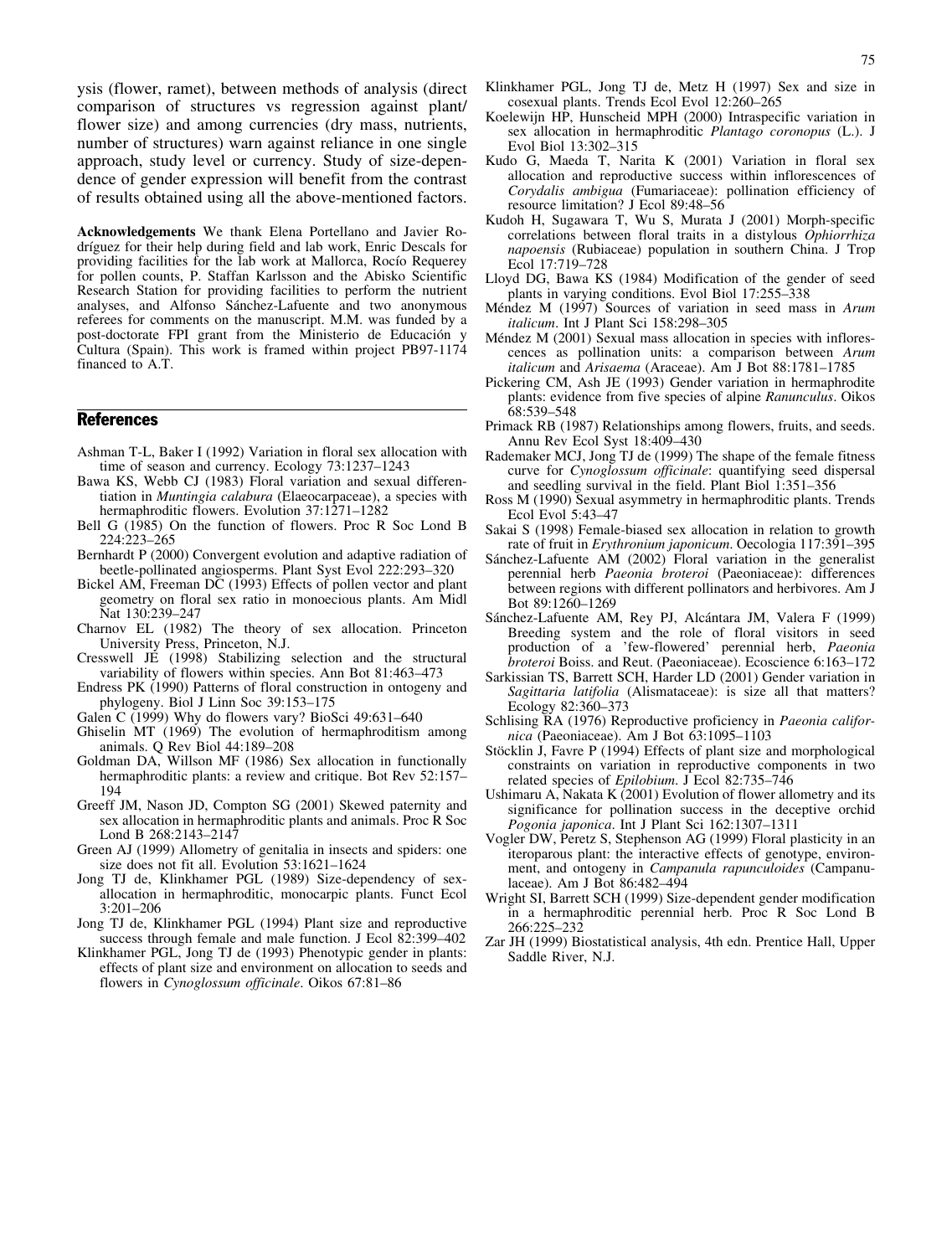ysis (flower, ramet), between methods of analysis (direct comparison of structures vs regression against plant/flower size) and among currencies (dry mass, nutrients, number of structures) warn against reliance in one single approach, study level or currency. Study of size-dependence of gender expression will benefit from the contrast of results obtained using all the above-mentioned factors.

**Acknowledgements** We thank Elena Portellano and Javier Rodríguez for their help during field and lab work, Enric Descals for providing facilities for the lab work at Mallorca, Rocío Requerey for pollen counts, P. Staffan Karlsson and the Abisko Scientific Research Station for providing facilities to perform the nutrient analyses, and Alfonso Sánchez-Lafuente and two anonymous referees for comments on the manuscript. M.M. was funded by a post-doctorate FPI grant from the Ministerio de Educación y Cultura (Spain). This work is framed within project PB97-1174 financed to A.T.

## References

- Ashman T-L, Baker I (1992) Variation in floral sex allocation with time of season and currency. Ecology 73:1237–1243
- Bawa KS, Webb CJ (1983) Floral variation and sexual differentiation in *Muntingia calabura* (Elaeocarpaceae), a species with hermaphroditic flowers. Evolution 37:1271–1282
- Bell G (1985) On the function of flowers. Proc R Soc Lond B 224:223–265
- Bernhardt P (2000) Convergent evolution and adaptive radiation of beetle-pollinated angiosperms. Plant Syst Evol 222:293–320
- Bickel AM, Freeman DC (1993) Effects of pollen vector and plant geometry on floral sex ratio in monoecious plants. Am Midl Nat 130:239–247
- Charnov EL (1982) The theory of sex allocation. Princeton University Press, Princeton, N.J.
- Cresswell JE (1998) Stabilizing selection and the structural variability of flowers within species. Ann Bot 81:463–473
- Endress PK (1990) Patterns of floral construction in ontogeny and phylogeny. Biol J Linn Soc 39:153–175
- Galen C (1999) Why do flowers vary? BioSci 49:631–640
- Ghiselin MT (1969) The evolution of hermaphroditism among animals. Q Rev Biol 44:189–208
- Goldman DA, Willson MF (1986) Sex allocation in functionally hermaphroditic plants: a review and critique. Bot Rev 52:157–194
- Greeff JM, Nason JD, Compton SG (2001) Skewed paternity and sex allocation in hermaphroditic plants and animals. Proc R Soc Lond B 268:2143–2147
- Green AJ (1999) Allometry of genitalia in insects and spiders: one size does not fit all. Evolution 53:1621–1624
- Jong TJ de, Klinkhamer PGL (1989) Size-dependency of sex-allocation in hermaphroditic, monocarpic plants. Funct Ecol 3:201–206
- Jong TJ de, Klinkhamer PGL (1994) Plant size and reproductive success through female and male function. J Ecol 82:399–402
- Klinkhamer PGL, Jong TJ de (1993) Phenotypic gender in plants: effects of plant size and environment on allocation to seeds and flowers in *Cynoglossum officinale*. Oikos 67:81–86
- Klinkhamer PGL, Jong TJ de, Metz H (1997) Sex and size in cosexual plants. Trends Ecol Evol 12:260–265
- Koelewijn HP, Hunscheid MPH (2000) Intraspecific variation in sex allocation in hermaphroditic *Plantago coronopus* (L.). J Evol Biol 13:302–315
- Kudo G, Maeda T, Narita K (2001) Variation in floral sex allocation and reproductive success within inflorescences of *Corydalis ambigua* (Fumariaceae): pollination efficiency of resource limitation? J Ecol 89:48–56
- Kudoh H, Sugawara T, Wu S, Murata J (2001) Morph-specific correlations between floral traits in a distylous *Ophiorrhiza napoensis* (Rubiaceae) population in southern China. J Trop Ecol 17:719–728
- Lloyd DG, Bawa KS (1984) Modification of the gender of seed plants in varying conditions. Evol Biol 17:255–338
- Méndez M (1997) Sources of variation in seed mass in *Arum italicum*. Int J Plant Sci 158:298–305
- Méndez M (2001) Sexual mass allocation in species with inflorescences as pollination units: a comparison between *Arum italicum* and *Arisaema* (Araceae). Am J Bot 88:1781–1785
- Pickering CM, Ash JE (1993) Gender variation in hermaphrodite plants: evidence from five species of alpine *Ranunculus*. Oikos 68:539–548
- Primack RB (1987) Relationships among flowers, fruits, and seeds. Annu Rev Ecol Syst 18:409–430
- Rademaker MCJ, Jong TJ de (1999) The shape of the female fitness curve for *Cynoglossum officinale*: quantifying seed dispersal and seedling survival in the field. Plant Biol 1:351–356
- Ross M (1990) Sexual asymmetry in hermaphroditic plants. Trends Ecol Evol 5:43–47
- Sakai S (1998) Female-biased sex allocation in relation to growth rate of fruit in *Erythronium japonicum*. Oecologia 117:391–395
- Sánchez-Lafuente AM (2002) Floral variation in the generalist perennial herb *Paeonia broteroi* (Paeoniaceae): differences between regions with different pollinators and herbivores. Am J Bot 89:1260–1269
- Sánchez-Lafuente AM, Rey PJ, Alcántara JM, Valera F (1999) Breeding system and the role of floral visitors in seed production of a 'few-flowered' perennial herb, *Paeonia broteroi* Boiss. and Reut. (Paeoniaceae). Ecoscience 6:163–172
- Sarkissian TS, Barrett SCH, Harder LD (2001) Gender variation in *Sagittaria latifolia* (Alismataceae): is size all that matters? Ecology 82:360–373
- Schlising RA (1976) Reproductive proficiency in *Paeonia californica* (Paeoniaceae). Am J Bot 63:1095–1103
- Stöcklin J, Favre P (1994) Effects of plant size and morphological constraints on variation in reproductive components in two related species of *Epilobium*. J Ecol 82:735–746
- Ushimaru A, Nakata K (2001) Evolution of flower allometry and its significance for pollination success in the deceptive orchid *Pogonia japonica*. Int J Plant Sci 162:1307–1311
- Vogler DW, Peretz S, Stephenson AG (1999) Floral plasticity in an iteroparous plant: the interactive effects of genotype, environment, and ontogeny in *Campanula rapunculoides* (Campanulaceae). Am J Bot 86:482–494
- Wright SI, Barrett SCH (1999) Size-dependent gender modification in a hermaphroditic perennial herb. Proc R Soc Lond B 266:225–232
- Zar JH (1999) Biostatistical analysis, 4th edn. Prentice Hall, Upper Saddle River, N.J.